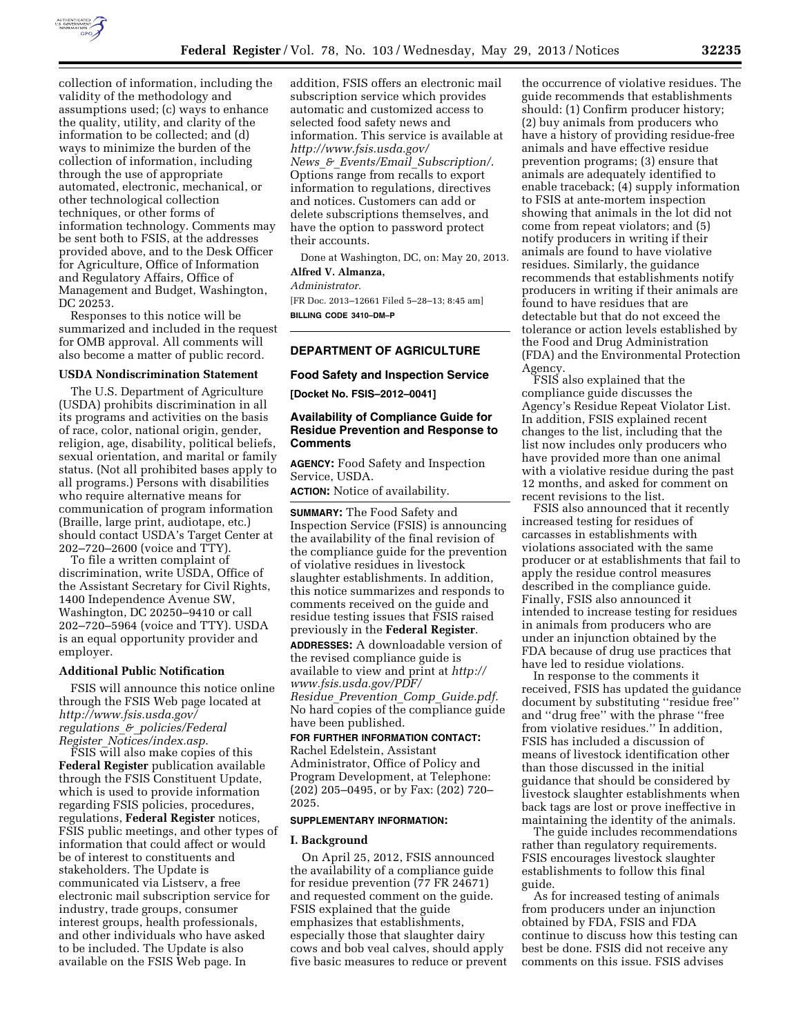collection of information, including the validity of the methodology and assumptions used; (c) ways to enhance the quality, utility, and clarity of the information to be collected; and (d) ways to minimize the burden of the collection of information, including through the use of appropriate automated, electronic, mechanical, or other technological collection techniques, or other forms of information technology. Comments may be sent both to FSIS, at the addresses provided above, and to the Desk Officer for Agriculture, Office of Information and Regulatory Affairs, Office of Management and Budget, Washington, DC 20253.

Responses to this notice will be summarized and included in the request for OMB approval. All comments will also become a matter of public record.

### USDA Nondiscrimination Statement

The U.S. Department of Agriculture (USDA) prohibits discrimination in all its programs and activities on the basis of race, color, national origin, gender, religion, age, disability, political beliefs, sexual orientation, and marital or family status. (Not all prohibited bases apply to all programs.) Persons with disabilities who require alternative means for communication of program information (Braille, large print, audiotape, etc.) should contact USDA's Target Center at 202–720–2600 (voice and TTY).

To file a written complaint of discrimination, write USDA, Office of the Assistant Secretary for Civil Rights, 1400 Independence Avenue SW, Washington, DC 20250–9410 or call 202–720–5964 (voice and TTY). USDA is an equal opportunity provider and employer.

### Additional Public Notification

FSIS will announce this notice online through the FSIS Web page located at *http://www.fsis.usda.gov/regulations_&_policies/Federal_Register_Notices/index.asp.*

FSIS will also make copies of this **Federal Register** publication available through the FSIS Constituent Update, which is used to provide information regarding FSIS policies, procedures, regulations, **Federal Register** notices, FSIS public meetings, and other types of information that could affect or would be of interest to constituents and stakeholders. The Update is communicated via Listserv, a free electronic mail subscription service for industry, trade groups, consumer interest groups, health professionals, and other individuals who have asked to be included. The Update is also available on the FSIS Web page. In addition, FSIS offers an electronic mail subscription service which provides automatic and customized access to selected food safety news and information. This service is available at *http://www.fsis.usda.gov/News_&_Events/Email_Subscription/.* Options range from recalls to export information to regulations, directives and notices. Customers can add or delete subscriptions themselves, and have the option to password protect their accounts.

Done at Washington, DC, on: May 20, 2013.

**Alfred V. Almanza,**

*Administrator.*

[FR Doc. 2013–12661 Filed 5–28–13; 8:45 am]

**BILLING CODE 3410–DM–P**

## DEPARTMENT OF AGRICULTURE

### Food Safety and Inspection Service

**[Docket No. FSIS–2012–0041]**

### Availability of Compliance Guide for Residue Prevention and Response to Comments

**AGENCY:** Food Safety and Inspection Service, USDA.

**ACTION:** Notice of availability.

**SUMMARY:** The Food Safety and Inspection Service (FSIS) is announcing the availability of the final revision of the compliance guide for the prevention of violative residues in livestock slaughter establishments. In addition, this notice summarizes and responds to comments received on the guide and residue testing issues that FSIS raised previously in the **Federal Register**.

**ADDRESSES:** A downloadable version of the revised compliance guide is available to view and print at *http://www.fsis.usda.gov/PDF/Residue_Prevention_Comp_Guide.pdf.* No hard copies of the compliance guide have been published.

**FOR FURTHER INFORMATION CONTACT:** Rachel Edelstein, Assistant Administrator, Office of Policy and Program Development, at Telephone: (202) 205–0495, or by Fax: (202) 720–2025.

**SUPPLEMENTARY INFORMATION:**

### I. Background

On April 25, 2012, FSIS announced the availability of a compliance guide for residue prevention (77 FR 24671) and requested comment on the guide. FSIS explained that the guide emphasizes that establishments, especially those that slaughter dairy cows and bob veal calves, should apply five basic measures to reduce or prevent the occurrence of violative residues. The guide recommends that establishments should: (1) Confirm producer history; (2) buy animals from producers who have a history of providing residue-free animals and have effective residue prevention programs; (3) ensure that animals are adequately identified to enable traceback; (4) supply information to FSIS at ante-mortem inspection showing that animals in the lot did not come from repeat violators; and (5) notify producers in writing if their animals are found to have violative residues. Similarly, the guidance recommends that establishments notify producers in writing if their animals are found to have residues that are detectable but that do not exceed the tolerance or action levels established by the Food and Drug Administration (FDA) and the Environmental Protection Agency.

FSIS also explained that the compliance guide discusses the Agency's Residue Repeat Violator List. In addition, FSIS explained recent changes to the list, including that the list now includes only producers who have provided more than one animal with a violative residue during the past 12 months, and asked for comment on recent revisions to the list.

FSIS also announced that it recently increased testing for residues of carcasses in establishments with violations associated with the same producer or at establishments that fail to apply the residue control measures described in the compliance guide. Finally, FSIS also announced it intended to increase testing for residues in animals from producers who are under an injunction obtained by the FDA because of drug use practices that have led to residue violations.

In response to the comments it received, FSIS has updated the guidance document by substituting ''residue free'' and ''drug free'' with the phrase ''free from violative residues.'' In addition, FSIS has included a discussion of means of livestock identification other than those discussed in the initial guidance that should be considered by livestock slaughter establishments when back tags are lost or prove ineffective in maintaining the identity of the animals.

The guide includes recommendations rather than regulatory requirements. FSIS encourages livestock slaughter establishments to follow this final guide.

As for increased testing of animals from producers under an injunction obtained by FDA, FSIS and FDA continue to discuss how this testing can best be done. FSIS did not receive any comments on this issue. FSIS advises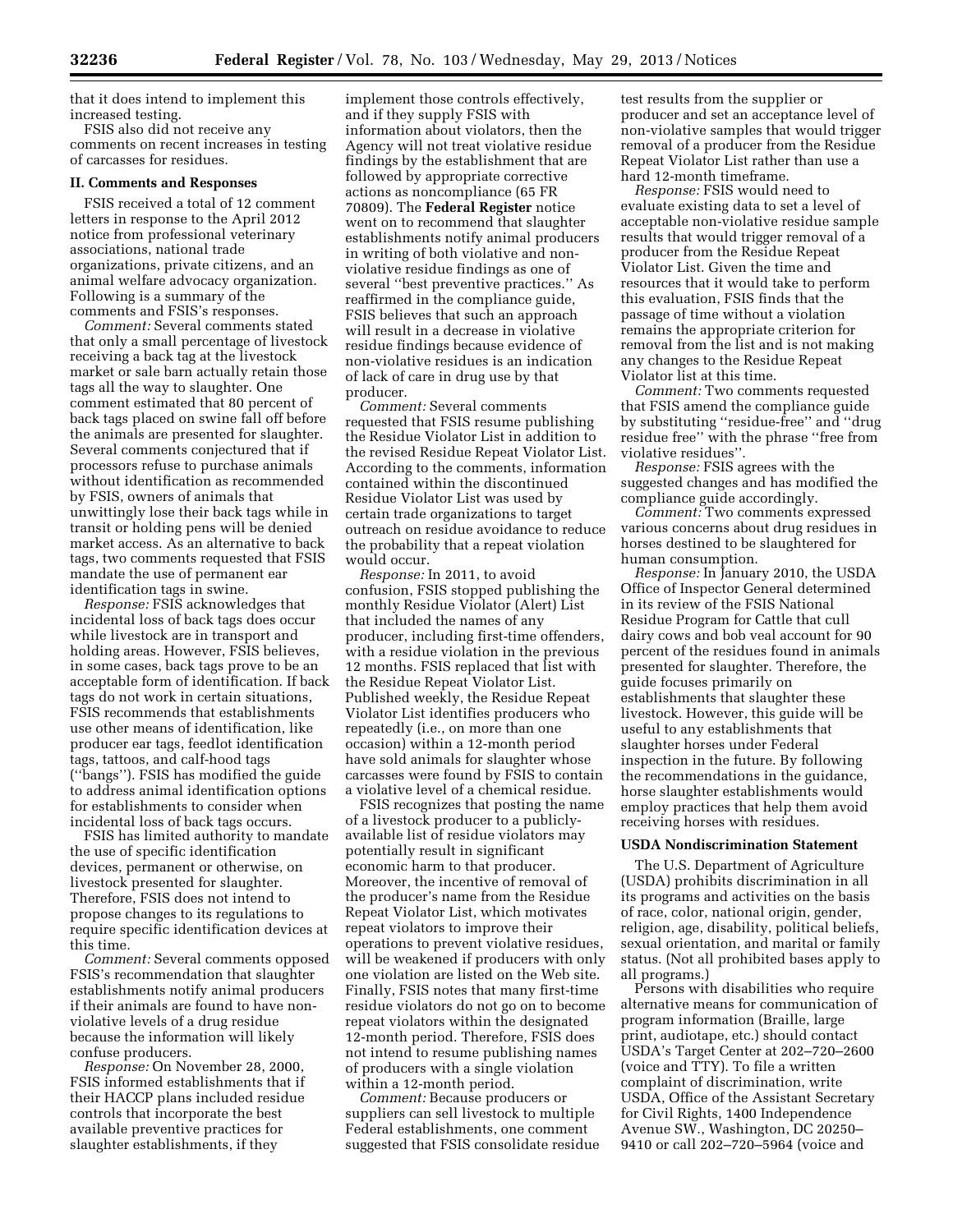that it does intend to implement this increased testing.

FSIS also did not receive any comments on recent increases in testing of carcasses for residues.

## II. Comments and Responses

FSIS received a total of 12 comment letters in response to the April 2012 notice from professional veterinary associations, national trade organizations, private citizens, and an animal welfare advocacy organization. Following is a summary of the comments and FSIS's responses.

*Comment:* Several comments stated that only a small percentage of livestock receiving a back tag at the livestock market or sale barn actually retain those tags all the way to slaughter. One comment estimated that 80 percent of back tags placed on swine fall off before the animals are presented for slaughter. Several comments conjectured that if processors refuse to purchase animals without identification as recommended by FSIS, owners of animals that unwittingly lose their back tags while in transit or holding pens will be denied market access. As an alternative to back tags, two comments requested that FSIS mandate the use of permanent ear identification tags in swine.

*Response:* FSIS acknowledges that incidental loss of back tags does occur while livestock are in transport and holding areas. However, FSIS believes, in some cases, back tags prove to be an acceptable form of identification. If back tags do not work in certain situations, FSIS recommends that establishments use other means of identification, like producer ear tags, feedlot identification tags, tattoos, and calf-hood tags (''bangs''). FSIS has modified the guide to address animal identification options for establishments to consider when incidental loss of back tags occurs.

FSIS has limited authority to mandate the use of specific identification devices, permanent or otherwise, on livestock presented for slaughter. Therefore, FSIS does not intend to propose changes to its regulations to require specific identification devices at this time.

*Comment:* Several comments opposed FSIS's recommendation that slaughter establishments notify animal producers if their animals are found to have non-violative levels of a drug residue because the information will likely confuse producers.

*Response:* On November 28, 2000, FSIS informed establishments that if their HACCP plans included residue controls that incorporate the best available preventive practices for slaughter establishments, if they implement those controls effectively, and if they supply FSIS with information about violators, then the Agency will not treat violative residue findings by the establishment that are followed by appropriate corrective actions as noncompliance (65 FR 70809). The **Federal Register** notice went on to recommend that slaughter establishments notify animal producers in writing of both violative and non-violative residue findings as one of several ''best preventive practices.'' As reaffirmed in the compliance guide, FSIS believes that such an approach will result in a decrease in violative residue findings because evidence of non-violative residues is an indication of lack of care in drug use by that producer.

*Comment:* Several comments requested that FSIS resume publishing the Residue Violator List in addition to the revised Residue Repeat Violator List. According to the comments, information contained within the discontinued Residue Violator List was used by certain trade organizations to target outreach on residue avoidance to reduce the probability that a repeat violation would occur.

*Response:* In 2011, to avoid confusion, FSIS stopped publishing the monthly Residue Violator (Alert) List that included the names of any producer, including first-time offenders, with a residue violation in the previous 12 months. FSIS replaced that list with the Residue Repeat Violator List. Published weekly, the Residue Repeat Violator List identifies producers who repeatedly (i.e., on more than one occasion) within a 12-month period have sold animals for slaughter whose carcasses were found by FSIS to contain a violative level of a chemical residue.

FSIS recognizes that posting the name of a livestock producer to a publicly-available list of residue violators may potentially result in significant economic harm to that producer. Moreover, the incentive of removal of the producer's name from the Residue Repeat Violator List, which motivates repeat violators to improve their operations to prevent violative residues, will be weakened if producers with only one violation are listed on the Web site. Finally, FSIS notes that many first-time residue violators do not go on to become repeat violators within the designated 12-month period. Therefore, FSIS does not intend to resume publishing names of producers with a single violation within a 12-month period.

*Comment:* Because producers or suppliers can sell livestock to multiple Federal establishments, one comment suggested that FSIS consolidate residue test results from the supplier or producer and set an acceptance level of non-violative samples that would trigger removal of a producer from the Residue Repeat Violator List rather than use a hard 12-month timeframe.

*Response:* FSIS would need to evaluate existing data to set a level of acceptable non-violative residue sample results that would trigger removal of a producer from the Residue Repeat Violator List. Given the time and resources that it would take to perform this evaluation, FSIS finds that the passage of time without a violation remains the appropriate criterion for removal from the list and is not making any changes to the Residue Repeat Violator list at this time.

*Comment:* Two comments requested that FSIS amend the compliance guide by substituting ''residue-free'' and ''drug residue free'' with the phrase ''free from violative residues''.

*Response:* FSIS agrees with the suggested changes and has modified the compliance guide accordingly.

*Comment:* Two comments expressed various concerns about drug residues in horses destined to be slaughtered for human consumption.

*Response:* In January 2010, the USDA Office of Inspector General determined in its review of the FSIS National Residue Program for Cattle that cull dairy cows and bob veal account for 90 percent of the residues found in animals presented for slaughter. Therefore, the guide focuses primarily on establishments that slaughter these livestock. However, this guide will be useful to any establishments that slaughter horses under Federal inspection in the future. By following the recommendations in the guidance, horse slaughter establishments would employ practices that help them avoid receiving horses with residues.

### USDA Nondiscrimination Statement

The U.S. Department of Agriculture (USDA) prohibits discrimination in all its programs and activities on the basis of race, color, national origin, gender, religion, age, disability, political beliefs, sexual orientation, and marital or family status. (Not all prohibited bases apply to all programs.)

Persons with disabilities who require alternative means for communication of program information (Braille, large print, audiotape, etc.) should contact USDA's Target Center at 202–720–2600 (voice and TTY). To file a written complaint of discrimination, write USDA, Office of the Assistant Secretary for Civil Rights, 1400 Independence Avenue SW., Washington, DC 20250–9410 or call 202–720–5964 (voice and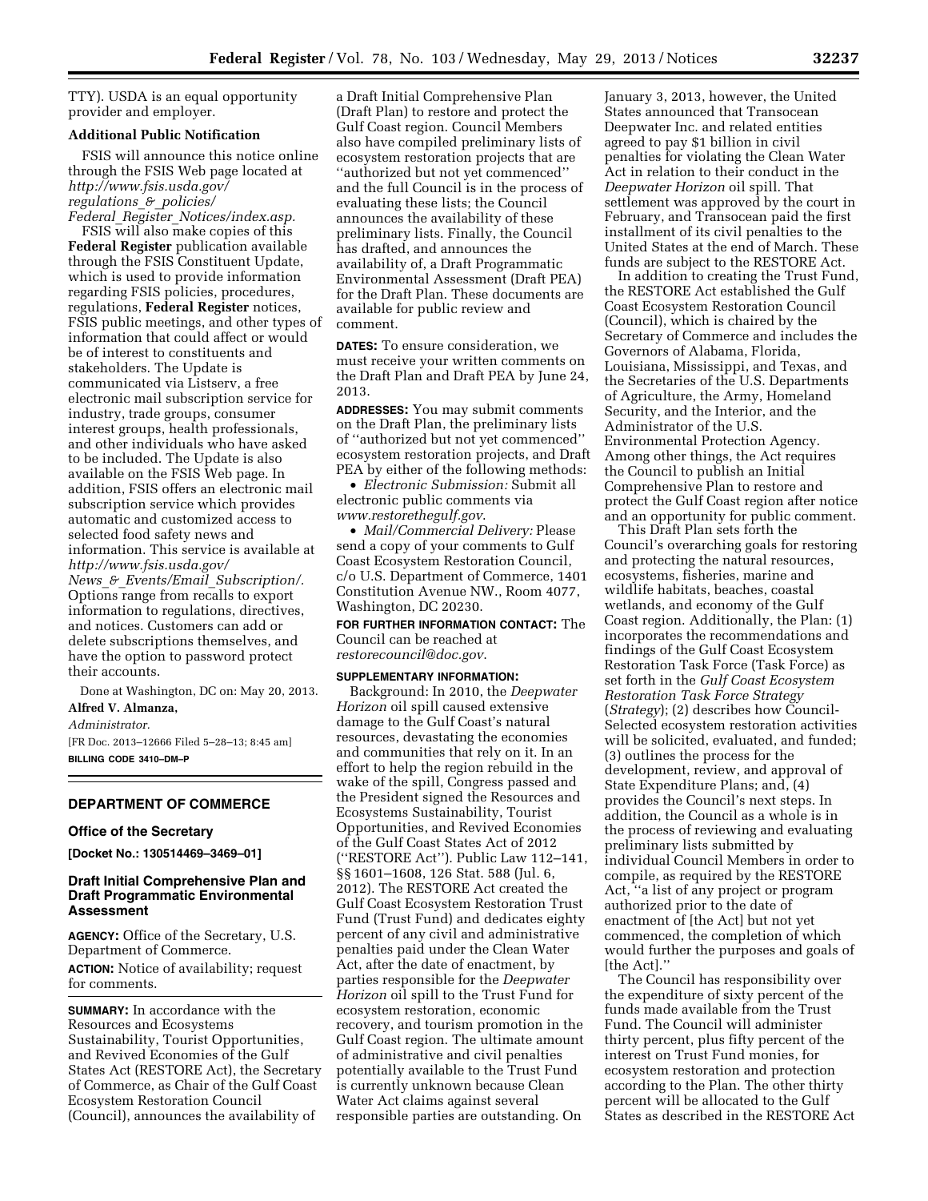TTY). USDA is an equal opportunity provider and employer.

**Additional Public Notification**

FSIS will announce this notice online through the FSIS Web page located at *http://www.fsis.usda.gov/regulations_&_policies/Federal_Register_Notices/index.asp.*

FSIS will also make copies of this **Federal Register** publication available through the FSIS Constituent Update, which is used to provide information regarding FSIS policies, procedures, regulations, **Federal Register** notices, FSIS public meetings, and other types of information that could affect or would be of interest to constituents and stakeholders. The Update is communicated via Listserv, a free electronic mail subscription service for industry, trade groups, consumer interest groups, health professionals, and other individuals who have asked to be included. The Update is also available on the FSIS Web page. In addition, FSIS offers an electronic mail subscription service which provides automatic and customized access to selected food safety news and information. This service is available at *http://www.fsis.usda.gov/News_&_Events/Email_Subscription/.* Options range from recalls to export information to regulations, directives, and notices. Customers can add or delete subscriptions themselves, and have the option to password protect their accounts.

Done at Washington, DC on: May 20, 2013.

**Alfred V. Almanza,**

*Administrator.*

[FR Doc. 2013–12666 Filed 5–28–13; 8:45 am]

**BILLING CODE 3410–DM–P**

---

## DEPARTMENT OF COMMERCE

### Office of the Secretary

**[Docket No.: 130514469–3469–01]**

### Draft Initial Comprehensive Plan and Draft Programmatic Environmental Assessment

**AGENCY:** Office of the Secretary, U.S. Department of Commerce.

**ACTION:** Notice of availability; request for comments.

**SUMMARY:** In accordance with the Resources and Ecosystems Sustainability, Tourist Opportunities, and Revived Economies of the Gulf States Act (RESTORE Act), the Secretary of Commerce, as Chair of the Gulf Coast Ecosystem Restoration Council (Council), announces the availability of a Draft Initial Comprehensive Plan (Draft Plan) to restore and protect the Gulf Coast region. Council Members also have compiled preliminary lists of ecosystem restoration projects that are ''authorized but not yet commenced'' and the full Council is in the process of evaluating these lists; the Council announces the availability of these preliminary lists. Finally, the Council has drafted, and announces the availability of, a Draft Programmatic Environmental Assessment (Draft PEA) for the Draft Plan. These documents are available for public review and comment.

**DATES:** To ensure consideration, we must receive your written comments on the Draft Plan and Draft PEA by June 24, 2013.

**ADDRESSES:** You may submit comments on the Draft Plan, the preliminary lists of ''authorized but not yet commenced'' ecosystem restoration projects, and Draft PEA by either of the following methods:

- *Electronic Submission:* Submit all electronic public comments via *www.restorethegulf.gov*.
- *Mail/Commercial Delivery:* Please send a copy of your comments to Gulf Coast Ecosystem Restoration Council, c/o U.S. Department of Commerce, 1401 Constitution Avenue NW., Room 4077, Washington, DC 20230.

**FOR FURTHER INFORMATION CONTACT:** The Council can be reached at *restorecouncil@doc.gov*.

**SUPPLEMENTARY INFORMATION:**

Background: In 2010, the *Deepwater Horizon* oil spill caused extensive damage to the Gulf Coast's natural resources, devastating the economies and communities that rely on it. In an effort to help the region rebuild in the wake of the spill, Congress passed and the President signed the Resources and Ecosystems Sustainability, Tourist Opportunities, and Revived Economies of the Gulf Coast States Act of 2012 (''RESTORE Act''). Public Law 112–141, §§ 1601–1608, 126 Stat. 588 (Jul. 6, 2012). The RESTORE Act created the Gulf Coast Ecosystem Restoration Trust Fund (Trust Fund) and dedicates eighty percent of any civil and administrative penalties paid under the Clean Water Act, after the date of enactment, by parties responsible for the *Deepwater Horizon* oil spill to the Trust Fund for ecosystem restoration, economic recovery, and tourism promotion in the Gulf Coast region. The ultimate amount of administrative and civil penalties potentially available to the Trust Fund is currently unknown because Clean Water Act claims against several responsible parties are outstanding. On January 3, 2013, however, the United States announced that Transocean Deepwater Inc. and related entities agreed to pay $1 billion in civil penalties for violating the Clean Water Act in relation to their conduct in the *Deepwater Horizon* oil spill. That settlement was approved by the court in February, and Transocean paid the first installment of its civil penalties to the United States at the end of March. These funds are subject to the RESTORE Act.

In addition to creating the Trust Fund, the RESTORE Act established the Gulf Coast Ecosystem Restoration Council (Council), which is chaired by the Secretary of Commerce and includes the Governors of Alabama, Florida, Louisiana, Mississippi, and Texas, and the Secretaries of the U.S. Departments of Agriculture, the Army, Homeland Security, and the Interior, and the Administrator of the U.S. Environmental Protection Agency. Among other things, the Act requires the Council to publish an Initial Comprehensive Plan to restore and protect the Gulf Coast region after notice and an opportunity for public comment.

This Draft Plan sets forth the Council's overarching goals for restoring and protecting the natural resources, ecosystems, fisheries, marine and wildlife habitats, beaches, coastal wetlands, and economy of the Gulf Coast region. Additionally, the Plan: (1) incorporates the recommendations and findings of the Gulf Coast Ecosystem Restoration Task Force (Task Force) as set forth in the *Gulf Coast Ecosystem Restoration Task Force Strategy* (*Strategy*); (2) describes how Council-Selected ecosystem restoration activities will be solicited, evaluated, and funded; (3) outlines the process for the development, review, and approval of State Expenditure Plans; and, (4) provides the Council's next steps. In addition, the Council as a whole is in the process of reviewing and evaluating preliminary lists submitted by individual Council Members in order to compile, as required by the RESTORE Act, ''a list of any project or program authorized prior to the date of enactment of [the Act] but not yet commenced, the completion of which would further the purposes and goals of [the Act].''

The Council has responsibility over the expenditure of sixty percent of the funds made available from the Trust Fund. The Council will administer thirty percent, plus fifty percent of the interest on Trust Fund monies, for ecosystem restoration and protection according to the Plan. The other thirty percent will be allocated to the Gulf States as described in the RESTORE Act